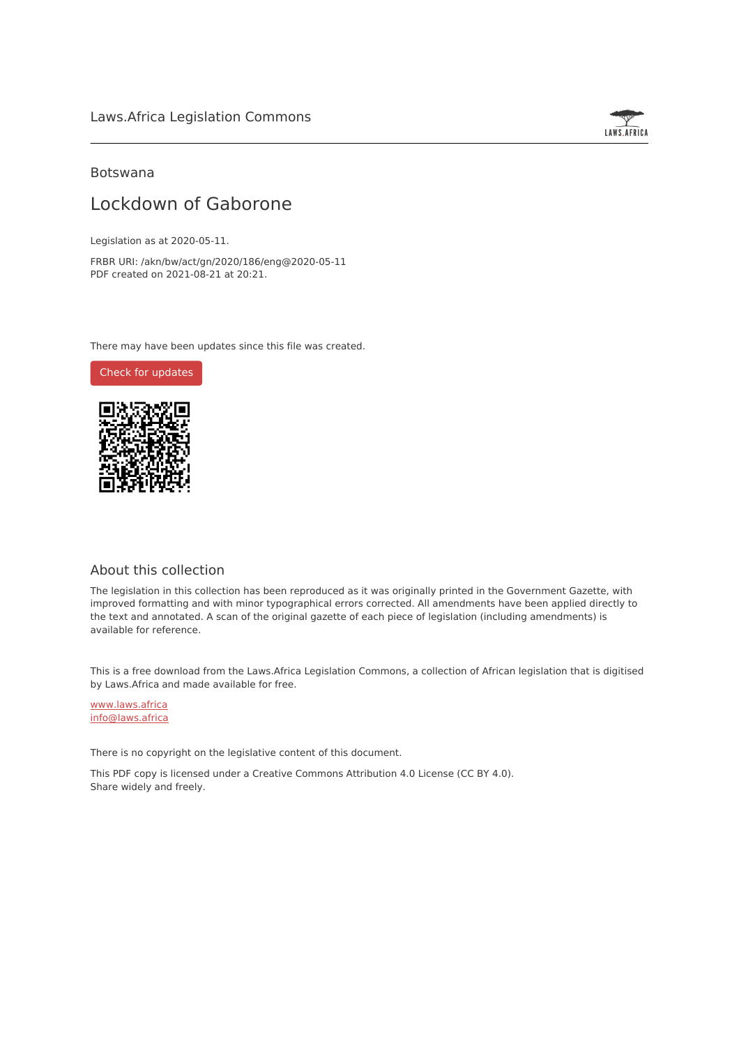Laws.Africa Legislation Commons

Botswana

# Lockdown of Gaborone

Legislation as at 2020-05-11.

FRBR URI: /akn/bw/act/gn/2020/186/eng@2020-05-11
PDF created on 2021-08-21 at 20:21.

There may have been updates since this file was created.

Check for updates

## About this collection

The legislation in this collection has been reproduced as it was originally printed in the Government Gazette, with improved formatting and with minor typographical errors corrected. All amendments have been applied directly to the text and annotated. A scan of the original gazette of each piece of legislation (including amendments) is available for reference.

This is a free download from the Laws.Africa Legislation Commons, a collection of African legislation that is digitised by Laws.Africa and made available for free.

www.laws.africa
info@laws.africa

There is no copyright on the legislative content of this document.

This PDF copy is licensed under a Creative Commons Attribution 4.0 License (CC BY 4.0).
Share widely and freely.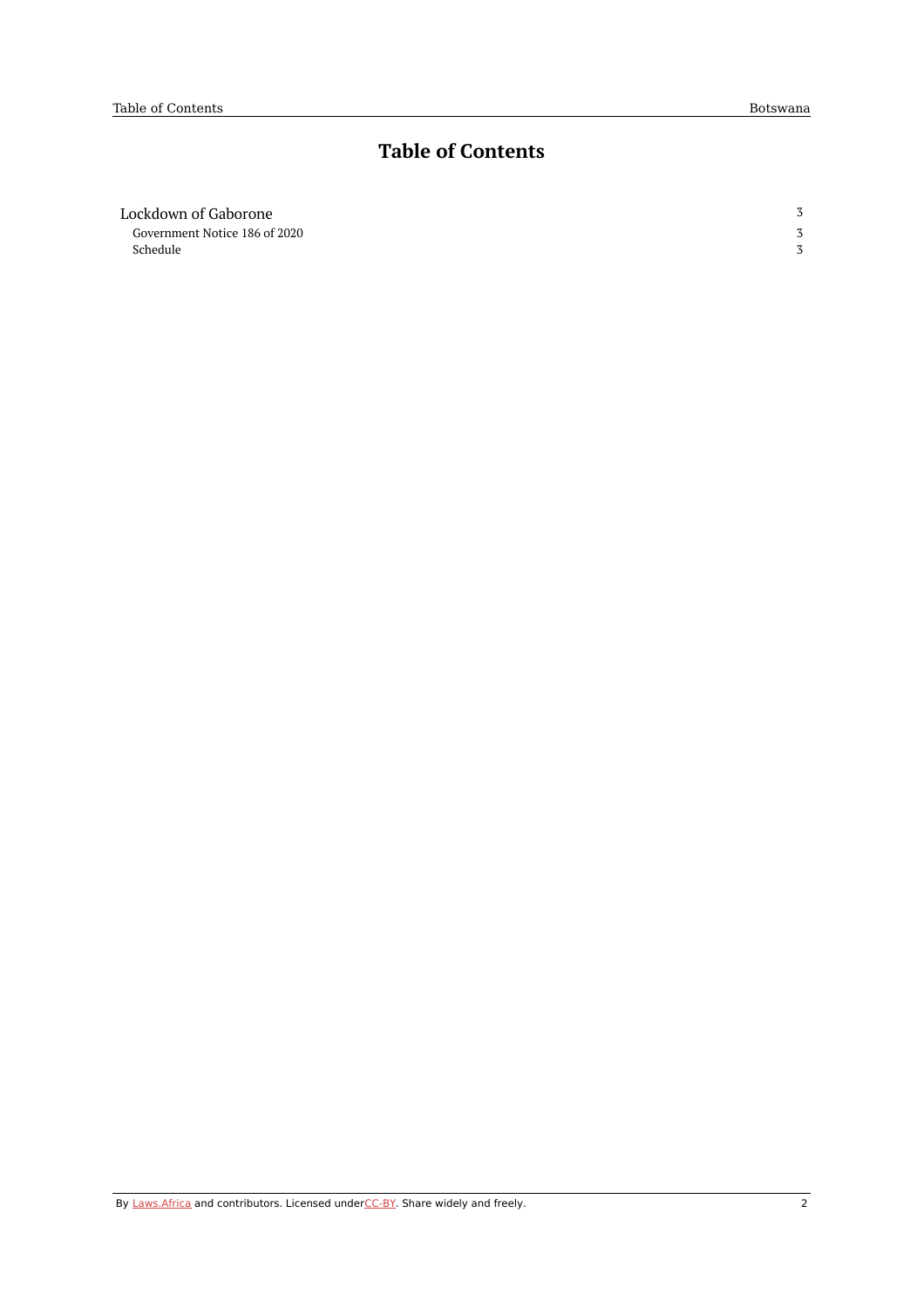# Table of Contents

| | |
|---|---|
| Lockdown of Gaborone | 3 |
| Government Notice 186 of 2020 | 3 |
| Schedule | 3 |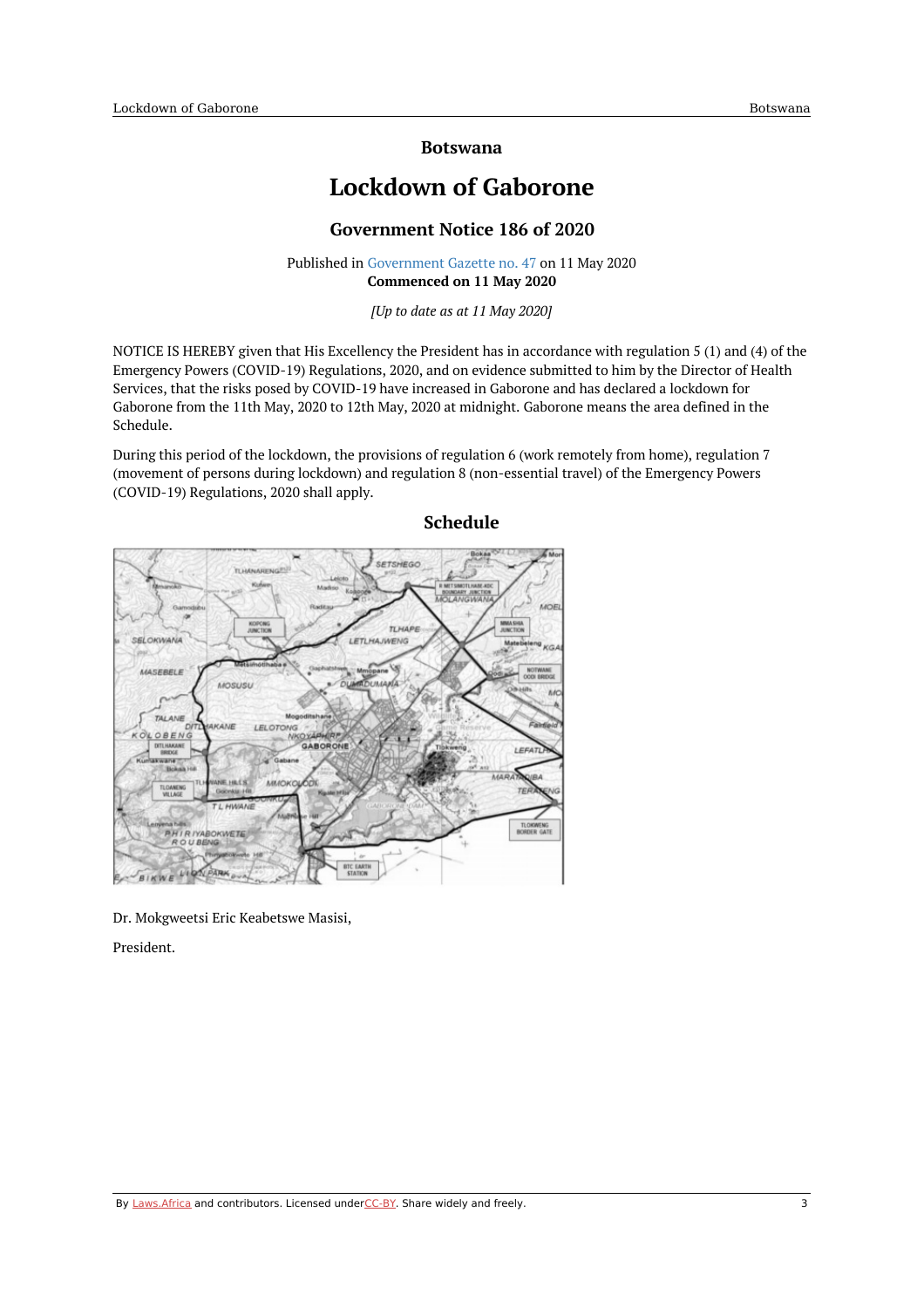# Botswana

# Lockdown of Gaborone

## Government Notice 186 of 2020

Published in Government Gazette no. 47 on 11 May 2020
**Commenced on 11 May 2020**

*[Up to date as at 11 May 2020]*

NOTICE IS HEREBY given that His Excellency the President has in accordance with regulation 5 (1) and (4) of the Emergency Powers (COVID-19) Regulations, 2020, and on evidence submitted to him by the Director of Health Services, that the risks posed by COVID-19 have increased in Gaborone and has declared a lockdown for Gaborone from the 11th May, 2020 to 12th May, 2020 at midnight. Gaborone means the area defined in the Schedule.

During this period of the lockdown, the provisions of regulation 6 (work remotely from home), regulation 7 (movement of persons during lockdown) and regulation 8 (non-essential travel) of the Emergency Powers (COVID-19) Regulations, 2020 shall apply.

## Schedule

Dr. Mokgweetsi Eric Keabetswe Masisi,

President.